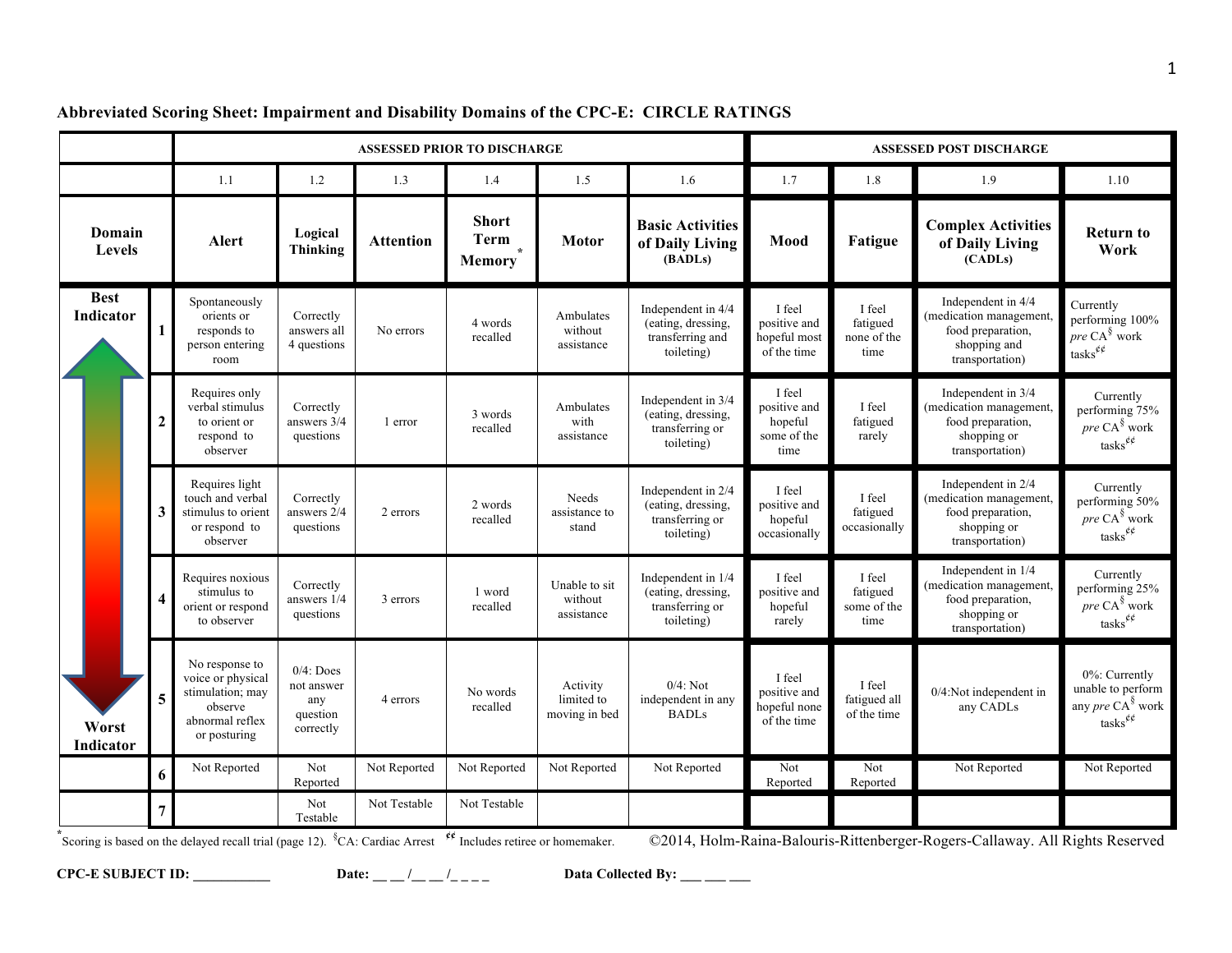**Abbreviated Scoring Sheet: Impairment and Disability Domains of the CPC-E: CIRCLE RATINGS**

| | | ASSESSED PRIOR TO DISCHARGE | | | | | | ASSESSED POST DISCHARGE | | | |
|---|---|---|---|---|---|---|---|---|---|---|---|
| | | 1.1 | 1.2 | 1.3 | 1.4 | 1.5 | 1.6 | 1.7 | 1.8 | 1.9 | 1.10 |
| **Domain Levels** | | **Alert** | **Logical Thinking** | **Attention** | **Short Term Memory*** | **Motor** | **Basic Activities of Daily Living (BADLs)** | **Mood** | **Fatigue** | **Complex Activities of Daily Living (CADLs)** | **Return to Work** |
| **Best Indicator** | **1** | Spontaneously orients or responds to person entering room | Correctly answers all 4 questions | No errors | 4 words recalled | Ambulates without assistance | Independent in 4/4 (eating, dressing, transferring and toileting) | I feel positive and hopeful most of the time | I feel fatigued none of the time | Independent in 4/4 (medication management, food preparation, shopping and transportation) | Currently performing 100% *pre* CA§ work tasks¢¢ |
| | **2** | Requires only verbal stimulus to orient or respond to observer | Correctly answers 3/4 questions | 1 error | 3 words recalled | Ambulates with assistance | Independent in 3/4 (eating, dressing, transferring or toileting) | I feel positive and hopeful some of the time | I feel fatigued rarely | Independent in 3/4 (medication management, food preparation, shopping or transportation) | Currently performing 75% *pre* CA§ work tasks¢¢ |
| | **3** | Requires light touch and verbal stimulus to orient or respond to observer | Correctly answers 2/4 questions | 2 errors | 2 words recalled | Needs assistance to stand | Independent in 2/4 (eating, dressing, transferring or toileting) | I feel positive and hopeful occasionally | I feel fatigued occasionally | Independent in 2/4 (medication management, food preparation, shopping or transportation) | Currently performing 50% *pre* CA§ work tasks¢¢ |
| | **4** | Requires noxious stimulus to orient or respond to observer | Correctly answers 1/4 questions | 3 errors | 1 word recalled | Unable to sit without assistance | Independent in 1/4 (eating, dressing, transferring or toileting) | I feel positive and hopeful rarely | I feel fatigued some of the time | Independent in 1/4 (medication management, food preparation, shopping or transportation) | Currently performing 25% *pre* CA§ work tasks¢¢ |
| **Worst Indicator** | **5** | No response to voice or physical stimulation; may observe abnormal reflex or posturing | 0/4: Does not answer any question correctly | 4 errors | No words recalled | Activity limited to moving in bed | 0/4: Not independent in any BADLs | I feel positive and hopeful none of the time | I feel fatigued all of the time | 0/4:Not independent in any CADLs | 0%: Currently unable to perform any *pre* CA§ work tasks¢¢ |
| | **6** | Not Reported | Not Reported | Not Reported | Not Reported | Not Reported | Not Reported | Not Reported | Not Reported | Not Reported | Not Reported |
| | **7** | | Not Testable | Not Testable | Not Testable | | | | | | |

*Scoring is based on the delayed recall trial (page 12). §CA: Cardiac Arrest ¢¢ Includes retiree or homemaker. ©2014, Holm-Raina-Balouris-Rittenberger-Rogers-Callaway. All Rights Reserved

**CPC-E SUBJECT ID:** ___________ **Date:** __ __ /__ __ /_ _ _ _ **Data Collected By:** ___ ___ ___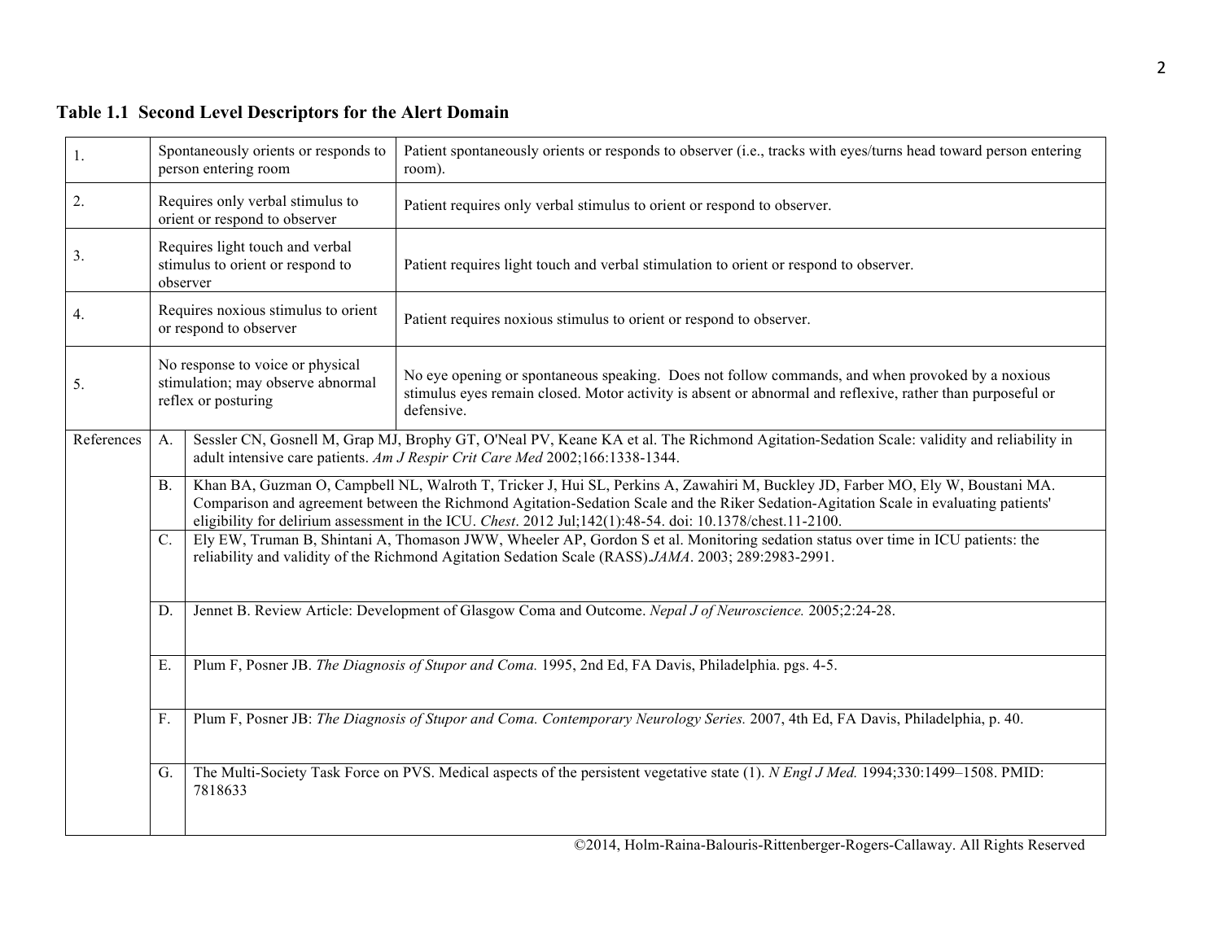**Table 1.1 Second Level Descriptors for the Alert Domain**

| | | |
|---|---|---|
| 1. | Spontaneously orients or responds to person entering room | Patient spontaneously orients or responds to observer (i.e., tracks with eyes/turns head toward person entering room). |
| 2. | Requires only verbal stimulus to orient or respond to observer | Patient requires only verbal stimulus to orient or respond to observer. |
| 3. | Requires light touch and verbal stimulus to orient or respond to observer | Patient requires light touch and verbal stimulation to orient or respond to observer. |
| 4. | Requires noxious stimulus to orient or respond to observer | Patient requires noxious stimulus to orient or respond to observer. |
| 5. | No response to voice or physical stimulation; may observe abnormal reflex or posturing | No eye opening or spontaneous speaking. Does not follow commands, and when provoked by a noxious stimulus eyes remain closed. Motor activity is absent or abnormal and reflexive, rather than purposeful or defensive. |

| References | | |
|---|---|---|
| | A. | Sessler CN, Gosnell M, Grap MJ, Brophy GT, O'Neal PV, Keane KA et al. The Richmond Agitation-Sedation Scale: validity and reliability in adult intensive care patients. *Am J Respir Crit Care Med* 2002;166:1338-1344. |
| | B. | Khan BA, Guzman O, Campbell NL, Walroth T, Tricker J, Hui SL, Perkins A, Zawahiri M, Buckley JD, Farber MO, Ely W, Boustani MA. Comparison and agreement between the Richmond Agitation-Sedation Scale and the Riker Sedation-Agitation Scale in evaluating patients' eligibility for delirium assessment in the ICU. *Chest*. 2012 Jul;142(1):48-54. doi: 10.1378/chest.11-2100. |
| | C. | Ely EW, Truman B, Shintani A, Thomason JWW, Wheeler AP, Gordon S et al. Monitoring sedation status over time in ICU patients: the reliability and validity of the Richmond Agitation Sedation Scale (RASS).*JAMA*. 2003; 289:2983-2991. |
| | D. | Jennet B. Review Article: Development of Glasgow Coma and Outcome. *Nepal J of Neuroscience.* 2005;2:24-28. |
| | E. | Plum F, Posner JB. *The Diagnosis of Stupor and Coma.* 1995, 2nd Ed, FA Davis, Philadelphia. pgs. 4-5. |
| | F. | Plum F, Posner JB: *The Diagnosis of Stupor and Coma. Contemporary Neurology Series.* 2007, 4th Ed, FA Davis, Philadelphia, p. 40. |
| | G. | The Multi-Society Task Force on PVS. Medical aspects of the persistent vegetative state (1). *N Engl J Med.* 1994;330:1499–1508. PMID: 7818633 |

©2014, Holm-Raina-Balouris-Rittenberger-Rogers-Callaway. All Rights Reserved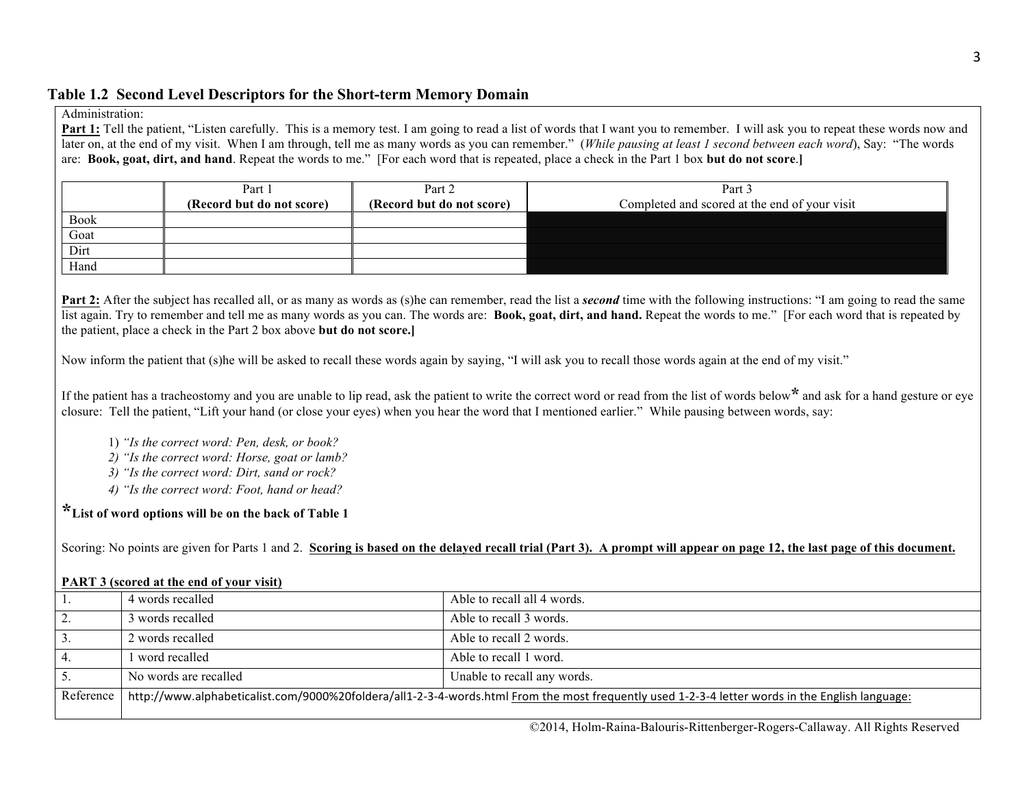## Table 1.2 Second Level Descriptors for the Short-term Memory Domain

Administration:

**Part 1:** Tell the patient, "Listen carefully. This is a memory test. I am going to read a list of words that I want you to remember. I will ask you to repeat these words now and later on, at the end of my visit. When I am through, tell me as many words as you can remember." (*While pausing at least 1 second between each word*), Say: "The words are: **Book, goat, dirt, and hand**. Repeat the words to me." [For each word that is repeated, place a check in the Part 1 box **but do not score**.]

| | Part 1 **(Record but do not score)** | Part 2 **(Record but do not score)** | Part 3 Completed and scored at the end of your visit |
|---|---|---|---|
| Book | | | |
| Goat | | | |
| Dirt | | | |
| Hand | | | |

**Part 2:** After the subject has recalled all, or as many as words as (s)he can remember, read the list a ***second*** time with the following instructions: "I am going to read the same list again. Try to remember and tell me as many words as you can. The words are: **Book, goat, dirt, and hand.** Repeat the words to me." [For each word that is repeated by the patient, place a check in the Part 2 box above **but do not score.]**

Now inform the patient that (s)he will be asked to recall these words again by saying, "I will ask you to recall those words again at the end of my visit."

If the patient has a tracheostomy and you are unable to lip read, ask the patient to write the correct word or read from the list of words below* and ask for a hand gesture or eye closure: Tell the patient, "Lift your hand (or close your eyes) when you hear the word that I mentioned earlier." While pausing between words, say:

1) *"Is the correct word: Pen, desk, or book?*
2) *"Is the correct word: Horse, goat or lamb?*
3) *"Is the correct word: Dirt, sand or rock?*
4) *"Is the correct word: Foot, hand or head?*

***List of word options will be on the back of Table 1**

Scoring: No points are given for Parts 1 and 2. **Scoring is based on the delayed recall trial (Part 3). A prompt will appear on page 12, the last page of this document.**

**PART 3 (scored at the end of your visit)**

| | | |
|---|---|---|
| 1. | 4 words recalled | Able to recall all 4 words. |
| 2. | 3 words recalled | Able to recall 3 words. |
| 3. | 2 words recalled | Able to recall 2 words. |
| 4. | 1 word recalled | Able to recall 1 word. |
| 5. | No words are recalled | Unable to recall any words. |
| Reference | http://www.alphabeticalist.com/9000%20foldera/all1-2-3-4-words.html From the most frequently used 1-2-3-4 letter words in the English language: | |

©2014, Holm-Raina-Balouris-Rittenberger-Rogers-Callaway. All Rights Reserved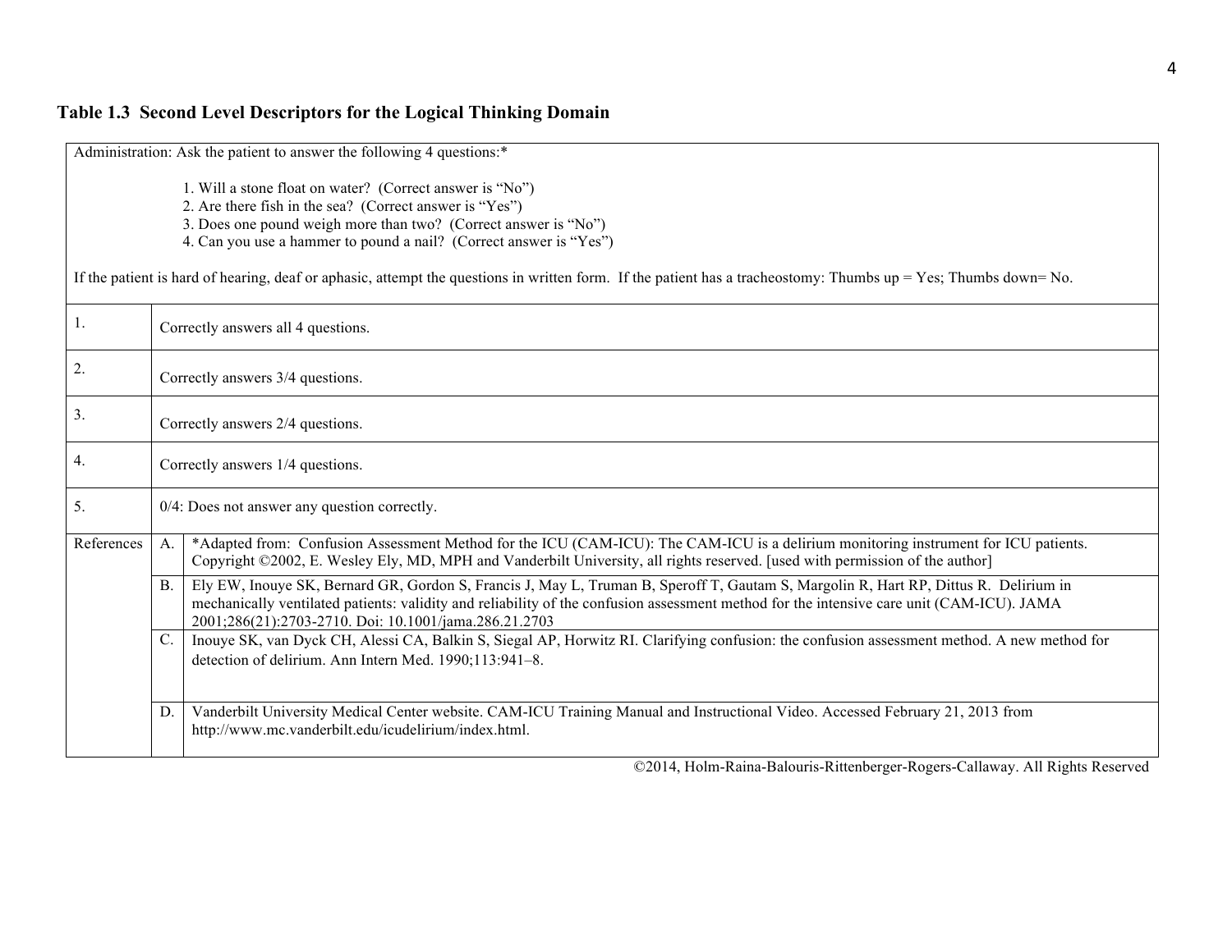## Table 1.3 Second Level Descriptors for the Logical Thinking Domain

| | | |
|---|---|---|
| Administration: Ask the patient to answer the following 4 questions:*<br><br>1. Will a stone float on water? (Correct answer is "No")<br>2. Are there fish in the sea? (Correct answer is "Yes")<br>3. Does one pound weigh more than two? (Correct answer is "No")<br>4. Can you use a hammer to pound a nail? (Correct answer is "Yes")<br><br>If the patient is hard of hearing, deaf or aphasic, attempt the questions in written form. If the patient has a tracheostomy: Thumbs up = Yes; Thumbs down= No. | | |
| 1. | Correctly answers all 4 questions. | |
| 2. | Correctly answers 3/4 questions. | |
| 3. | Correctly answers 2/4 questions. | |
| 4. | Correctly answers 1/4 questions. | |
| 5. | 0/4: Does not answer any question correctly. | |
| References | A. | *Adapted from: Confusion Assessment Method for the ICU (CAM-ICU): The CAM-ICU is a delirium monitoring instrument for ICU patients. Copyright ©2002, E. Wesley Ely, MD, MPH and Vanderbilt University, all rights reserved. [used with permission of the author] |
| | B. | Ely EW, Inouye SK, Bernard GR, Gordon S, Francis J, May L, Truman B, Speroff T, Gautam S, Margolin R, Hart RP, Dittus R. Delirium in mechanically ventilated patients: validity and reliability of the confusion assessment method for the intensive care unit (CAM-ICU). JAMA 2001;286(21):2703-2710. Doi: 10.1001/jama.286.21.2703 |
| | C. | Inouye SK, van Dyck CH, Alessi CA, Balkin S, Siegal AP, Horwitz RI. Clarifying confusion: the confusion assessment method. A new method for detection of delirium. Ann Intern Med. 1990;113:941–8. |
| | D. | Vanderbilt University Medical Center website. CAM-ICU Training Manual and Instructional Video. Accessed February 21, 2013 from http://www.mc.vanderbilt.edu/icudelirium/index.html. |

©2014, Holm-Raina-Balouris-Rittenberger-Rogers-Callaway. All Rights Reserved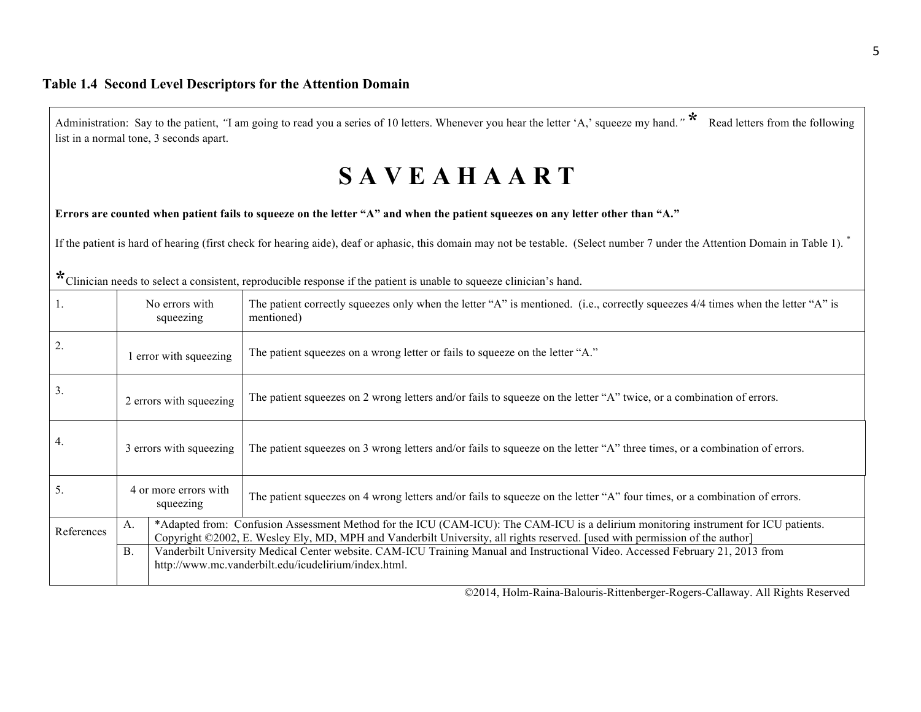## Table 1.4 Second Level Descriptors for the Attention Domain

Administration: Say to the patient, *"I am going to read you a series of 10 letters. Whenever you hear the letter 'A,' squeeze my hand."* * Read letters from the following list in a normal tone, 3 seconds apart.

# S A V E A H A A R T

**Errors are counted when patient fails to squeeze on the letter "A" and when the patient squeezes on any letter other than "A."**

If the patient is hard of hearing (first check for hearing aide), deaf or aphasic, this domain may not be testable. (Select number 7 under the Attention Domain in Table 1). *

*Clinician needs to select a consistent, reproducible response if the patient is unable to squeeze clinician's hand.

| | | |
|---|---|---|
| 1. | No errors with squeezing | The patient correctly squeezes only when the letter "A" is mentioned. (i.e., correctly squeezes 4/4 times when the letter "A" is mentioned) |
| 2. | 1 error with squeezing | The patient squeezes on a wrong letter or fails to squeeze on the letter "A." |
| 3. | 2 errors with squeezing | The patient squeezes on 2 wrong letters and/or fails to squeeze on the letter "A" twice, or a combination of errors. |
| 4. | 3 errors with squeezing | The patient squeezes on 3 wrong letters and/or fails to squeeze on the letter "A" three times, or a combination of errors. |
| 5. | 4 or more errors with squeezing | The patient squeezes on 4 wrong letters and/or fails to squeeze on the letter "A" four times, or a combination of errors. |
| References | A. | *Adapted from: Confusion Assessment Method for the ICU (CAM-ICU): The CAM-ICU is a delirium monitoring instrument for ICU patients. Copyright ©2002, E. Wesley Ely, MD, MPH and Vanderbilt University, all rights reserved. [used with permission of the author] |
| | B. | Vanderbilt University Medical Center website. CAM-ICU Training Manual and Instructional Video. Accessed February 21, 2013 from http://www.mc.vanderbilt.edu/icudelirium/index.html. |

©2014, Holm-Raina-Balouris-Rittenberger-Rogers-Callaway. All Rights Reserved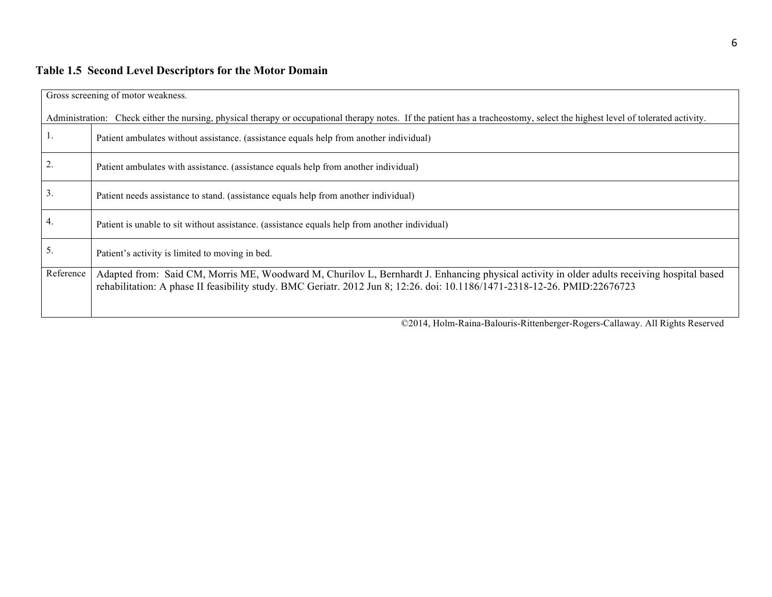**Table 1.5 Second Level Descriptors for the Motor Domain**

| Gross screening of motor weakness.<br><br>Administration: Check either the nursing, physical therapy or occupational therapy notes. If the patient has a tracheostomy, select the highest level of tolerated activity. | |
|---|---|
| 1. | Patient ambulates without assistance. (assistance equals help from another individual) |
| 2. | Patient ambulates with assistance. (assistance equals help from another individual) |
| 3. | Patient needs assistance to stand. (assistance equals help from another individual) |
| 4. | Patient is unable to sit without assistance. (assistance equals help from another individual) |
| 5. | Patient's activity is limited to moving in bed. |
| Reference | Adapted from: Said CM, Morris ME, Woodward M, Churilov L, Bernhardt J. Enhancing physical activity in older adults receiving hospital based rehabilitation: A phase II feasibility study. BMC Geriatr. 2012 Jun 8; 12:26. doi: 10.1186/1471-2318-12-26. PMID:22676723 |

©2014, Holm-Raina-Balouris-Rittenberger-Rogers-Callaway. All Rights Reserved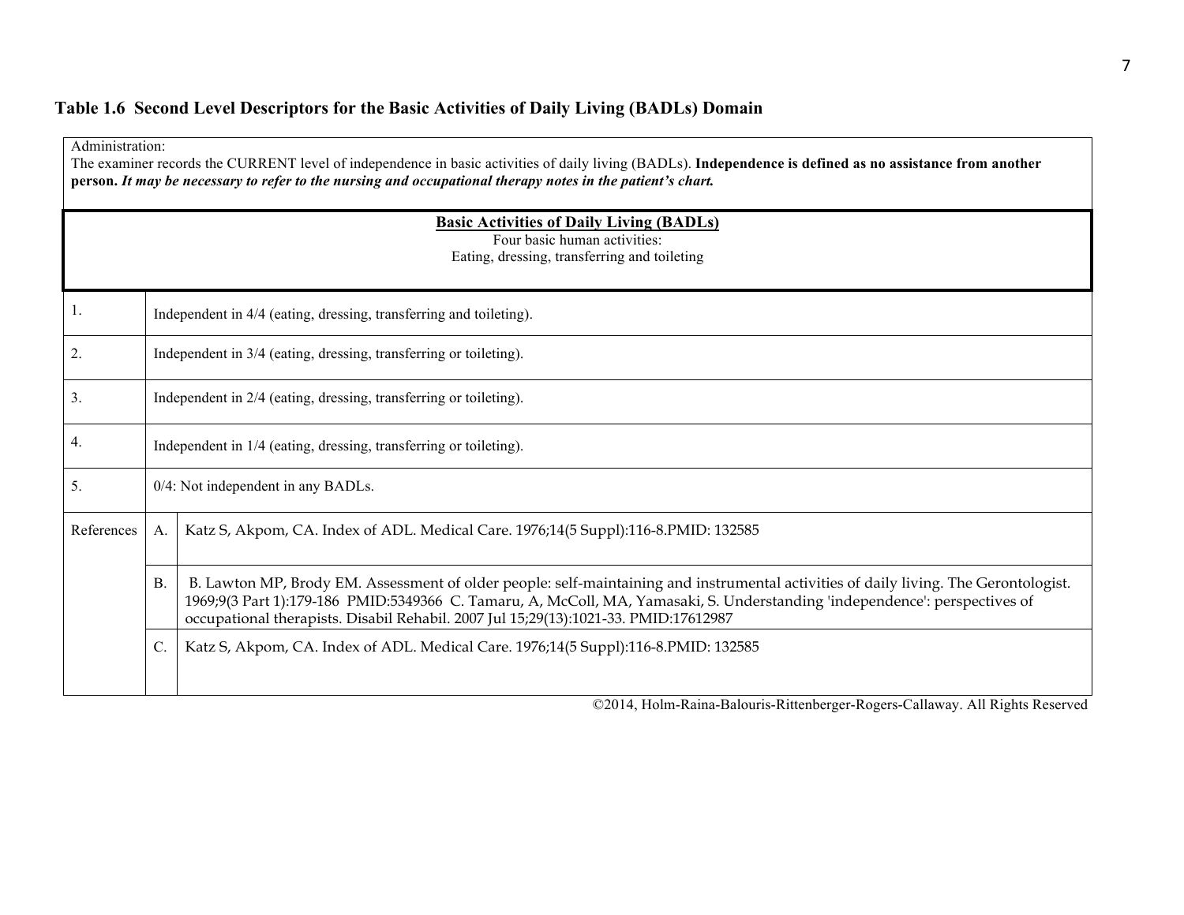### Table 1.6 Second Level Descriptors for the Basic Activities of Daily Living (BADLs) Domain

Administration:
The examiner records the CURRENT level of independence in basic activities of daily living (BADLs). **Independence is defined as no assistance from another person.** ***It may be necessary to refer to the nursing and occupational therapy notes in the patient's chart.***

| **Basic Activities of Daily Living (BADLs)**<br>Four basic human activities:<br>Eating, dressing, transferring and toileting | | |
|---|---|---|
| 1. | Independent in 4/4 (eating, dressing, transferring and toileting). | |
| 2. | Independent in 3/4 (eating, dressing, transferring or toileting). | |
| 3. | Independent in 2/4 (eating, dressing, transferring or toileting). | |
| 4. | Independent in 1/4 (eating, dressing, transferring or toileting). | |
| 5. | 0/4: Not independent in any BADLs. | |
| References | A. | Katz S, Akpom, CA. Index of ADL. Medical Care. 1976;14(5 Suppl):116-8.PMID: 132585 |
| | B. | B. Lawton MP, Brody EM. Assessment of older people: self-maintaining and instrumental activities of daily living. The Gerontologist. 1969;9(3 Part 1):179-186 PMID:5349366 C. Tamaru, A, McColl, MA, Yamasaki, S. Understanding 'independence': perspectives of occupational therapists. Disabil Rehabil. 2007 Jul 15;29(13):1021-33. PMID:17612987 |
| | C. | Katz S, Akpom, CA. Index of ADL. Medical Care. 1976;14(5 Suppl):116-8.PMID: 132585 |

©2014, Holm-Raina-Balouris-Rittenberger-Rogers-Callaway. All Rights Reserved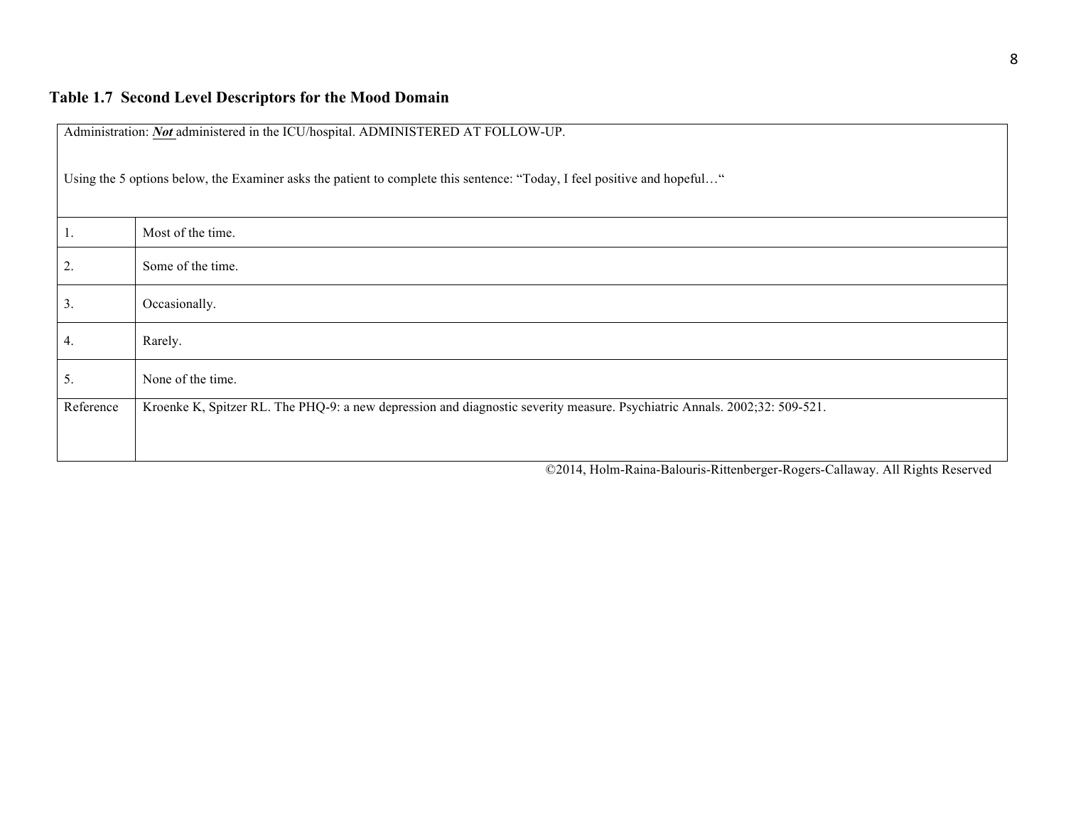**Table 1.7 Second Level Descriptors for the Mood Domain**

| Administration: ***<u>Not</u>*** administered in the ICU/hospital. ADMINISTERED AT FOLLOW-UP.<br><br>Using the 5 options below, the Examiner asks the patient to complete this sentence: "Today, I feel positive and hopeful…" | |
|---|---|
| 1. | Most of the time. |
| 2. | Some of the time. |
| 3. | Occasionally. |
| 4. | Rarely. |
| 5. | None of the time. |
| Reference | Kroenke K, Spitzer RL. The PHQ-9: a new depression and diagnostic severity measure. Psychiatric Annals. 2002;32: 509-521. |

©2014, Holm-Raina-Balouris-Rittenberger-Rogers-Callaway. All Rights Reserved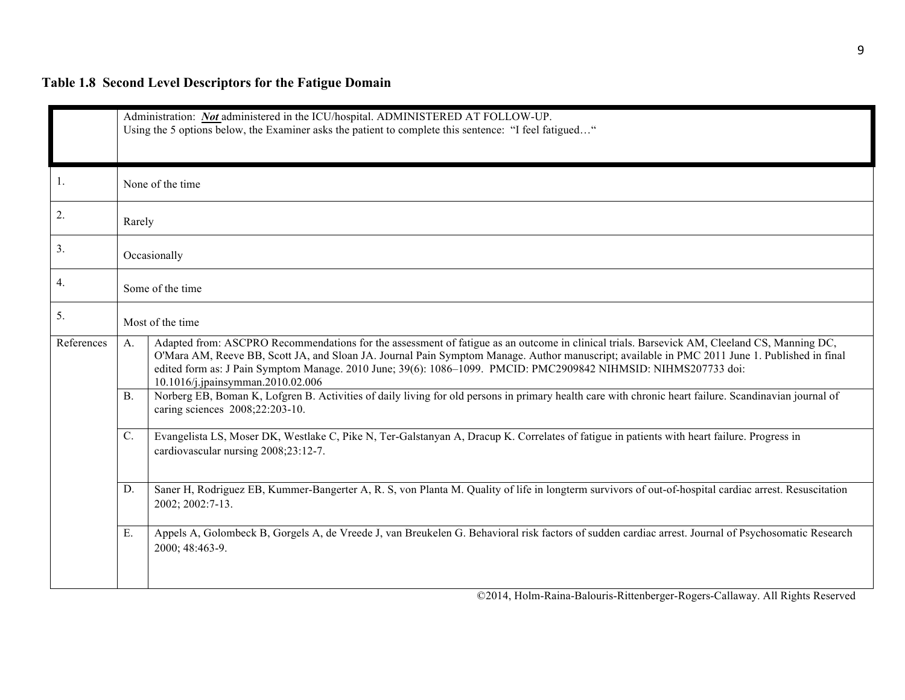# Table 1.8 Second Level Descriptors for the Fatigue Domain

| | | |
|---|---|---|
| | Administration: ***Not*** administered in the ICU/hospital. ADMINISTERED AT FOLLOW-UP. Using the 5 options below, the Examiner asks the patient to complete this sentence: "I feel fatigued…" | |
| 1. | None of the time | |
| 2. | Rarely | |
| 3. | Occasionally | |
| 4. | Some of the time | |
| 5. | Most of the time | |
| References | A. | Adapted from: ASCPRO Recommendations for the assessment of fatigue as an outcome in clinical trials. Barsevick AM, Cleeland CS, Manning DC, O'Mara AM, Reeve BB, Scott JA, and Sloan JA. Journal Pain Symptom Manage. Author manuscript; available in PMC 2011 June 1. Published in final edited form as: J Pain Symptom Manage. 2010 June; 39(6): 1086–1099. PMCID: PMC2909842 NIHMSID: NIHMS207733 doi: 10.1016/j.jpainsymman.2010.02.006 |
| | B. | Norberg EB, Boman K, Lofgren B. Activities of daily living for old persons in primary health care with chronic heart failure. Scandinavian journal of caring sciences 2008;22:203-10. |
| | C. | Evangelista LS, Moser DK, Westlake C, Pike N, Ter-Galstanyan A, Dracup K. Correlates of fatigue in patients with heart failure. Progress in cardiovascular nursing 2008;23:12-7. |
| | D. | Saner H, Rodriguez EB, Kummer-Bangerter A, R. S, von Planta M. Quality of life in longterm survivors of out-of-hospital cardiac arrest. Resuscitation 2002; 2002:7-13. |
| | E. | Appels A, Golombeck B, Gorgels A, de Vreede J, van Breukelen G. Behavioral risk factors of sudden cardiac arrest. Journal of Psychosomatic Research 2000; 48:463-9. |

©2014, Holm-Raina-Balouris-Rittenberger-Rogers-Callaway. All Rights Reserved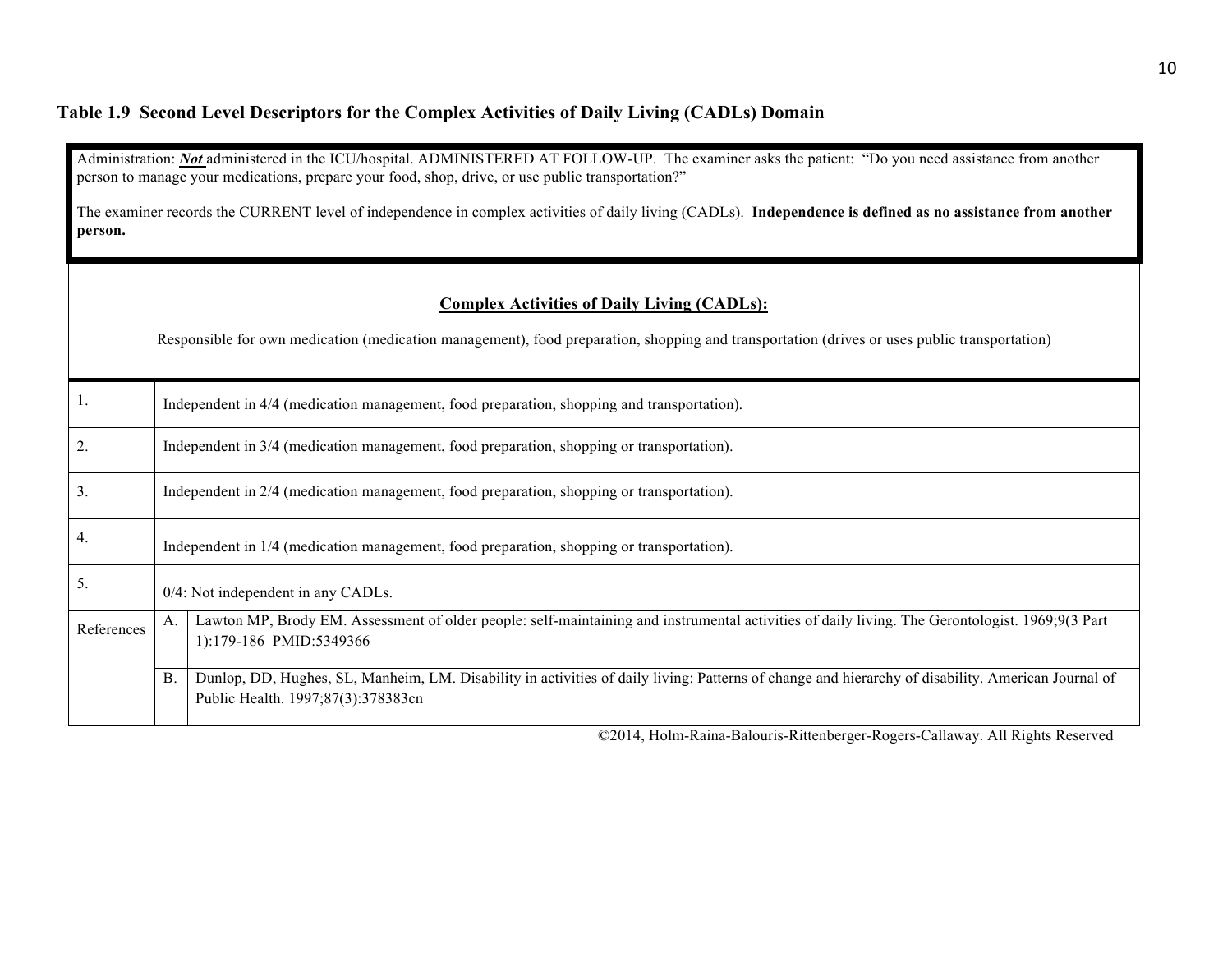### Table 1.9 Second Level Descriptors for the Complex Activities of Daily Living (CADLs) Domain

Administration: ***Not*** administered in the ICU/hospital. ADMINISTERED AT FOLLOW-UP. The examiner asks the patient: "Do you need assistance from another person to manage your medications, prepare your food, shop, drive, or use public transportation?"

The examiner records the CURRENT level of independence in complex activities of daily living (CADLs). **Independence is defined as no assistance from another person.**

**Complex Activities of Daily Living (CADLs):**

Responsible for own medication (medication management), food preparation, shopping and transportation (drives or uses public transportation)

| | | |
|---|---|---|
| 1. | Independent in 4/4 (medication management, food preparation, shopping and transportation). | |
| 2. | Independent in 3/4 (medication management, food preparation, shopping or transportation). | |
| 3. | Independent in 2/4 (medication management, food preparation, shopping or transportation). | |
| 4. | Independent in 1/4 (medication management, food preparation, shopping or transportation). | |
| 5. | 0/4: Not independent in any CADLs. | |
| References | A. | Lawton MP, Brody EM. Assessment of older people: self-maintaining and instrumental activities of daily living. The Gerontologist. 1969;9(3 Part 1):179-186 PMID:5349366 |
| | B. | Dunlop, DD, Hughes, SL, Manheim, LM. Disability in activities of daily living: Patterns of change and hierarchy of disability. American Journal of Public Health. 1997;87(3):378383cn |

©2014, Holm-Raina-Balouris-Rittenberger-Rogers-Callaway. All Rights Reserved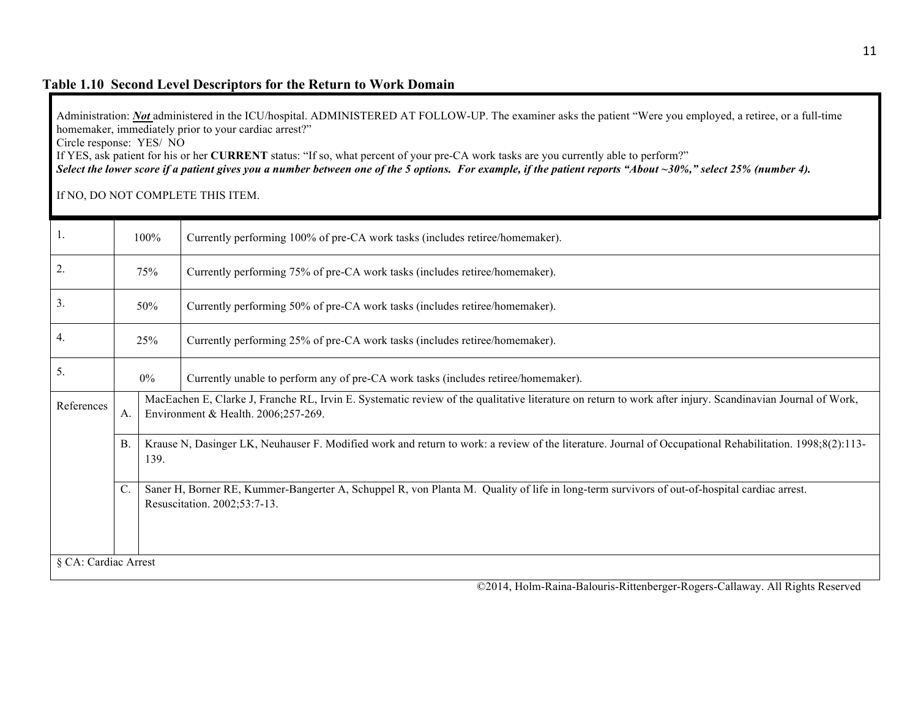### Table 1.10 Second Level Descriptors for the Return to Work Domain

Administration: ***Not*** administered in the ICU/hospital. ADMINISTERED AT FOLLOW-UP. The examiner asks the patient "Were you employed, a retiree, or a full-time homemaker, immediately prior to your cardiac arrest?"
Circle response: YES/ NO
If YES, ask patient for his or her **CURRENT** status: "If so, what percent of your pre-CA work tasks are you currently able to perform?"
***Select the lower score if a patient gives you a number between one of the 5 options. For example, if the patient reports "About ~30%," select 25% (number 4).***

If NO, DO NOT COMPLETE THIS ITEM.

| | | |
|---|---|---|
| 1. | 100% | Currently performing 100% of pre-CA work tasks (includes retiree/homemaker). |
| 2. | 75% | Currently performing 75% of pre-CA work tasks (includes retiree/homemaker). |
| 3. | 50% | Currently performing 50% of pre-CA work tasks (includes retiree/homemaker). |
| 4. | 25% | Currently performing 25% of pre-CA work tasks (includes retiree/homemaker). |
| 5. | 0% | Currently unable to perform any of pre-CA work tasks (includes retiree/homemaker). |
| References | A. | MacEachen E, Clarke J, Franche RL, Irvin E. Systematic review of the qualitative literature on return to work after injury. Scandinavian Journal of Work, Environment & Health. 2006;257-269. |
| | B. | Krause N, Dasinger LK, Neuhauser F. Modified work and return to work: a review of the literature. Journal of Occupational Rehabilitation. 1998;8(2):113-139. |
| | C. | Saner H, Borner RE, Kummer-Bangerter A, Schuppel R, von Planta M. Quality of life in long-term survivors of out-of-hospital cardiac arrest. Resuscitation. 2002;53:7-13. |

§ CA: Cardiac Arrest

©2014, Holm-Raina-Balouris-Rittenberger-Rogers-Callaway. All Rights Reserved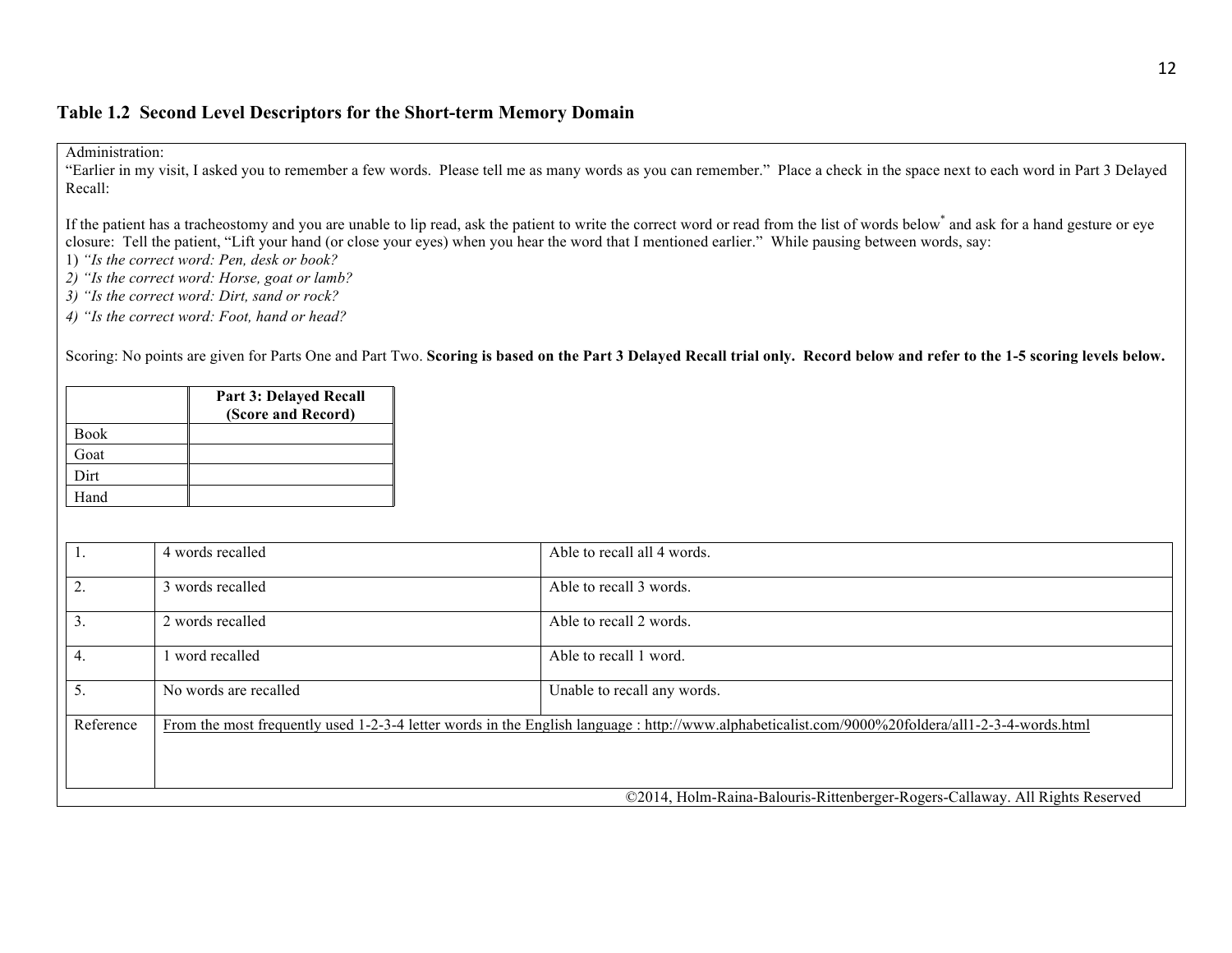## Table 1.2 Second Level Descriptors for the Short-term Memory Domain

Administration:
"Earlier in my visit, I asked you to remember a few words. Please tell me as many words as you can remember." Place a check in the space next to each word in Part 3 Delayed Recall:

If the patient has a tracheostomy and you are unable to lip read, ask the patient to write the correct word or read from the list of words below* and ask for a hand gesture or eye closure: Tell the patient, "Lift your hand (or close your eyes) when you hear the word that I mentioned earlier." While pausing between words, say:
1) *"Is the correct word: Pen, desk or book?*
2) *"Is the correct word: Horse, goat or lamb?*
3) *"Is the correct word: Dirt, sand or rock?*
4) *"Is the correct word: Foot, hand or head?*

Scoring: No points are given for Parts One and Part Two. **Scoring is based on the Part 3 Delayed Recall trial only. Record below and refer to the 1-5 scoring levels below.**

| | Part 3: Delayed Recall (Score and Record) |
|---|---|
| Book | |
| Goat | |
| Dirt | |
| Hand | |

| | | |
|---|---|---|
| 1. | 4 words recalled | Able to recall all 4 words. |
| 2. | 3 words recalled | Able to recall 3 words. |
| 3. | 2 words recalled | Able to recall 2 words. |
| 4. | 1 word recalled | Able to recall 1 word. |
| 5. | No words are recalled | Unable to recall any words. |
| Reference | From the most frequently used 1-2-3-4 letter words in the English language : http://www.alphabeticalist.com/9000%20foldera/all1-2-3-4-words.html | |

©2014, Holm-Raina-Balouris-Rittenberger-Rogers-Callaway. All Rights Reserved